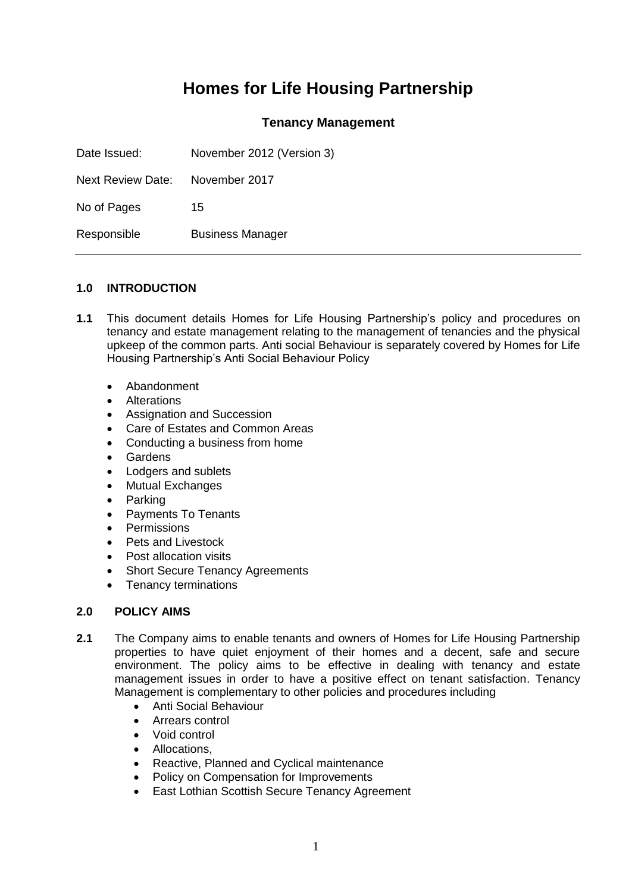# Homes for Life Housing Partnership

### Tenancy Management

| | |
|---|---|
| Date Issued: | November 2012 (Version 3) |
| Next Review Date: | November 2017 |
| No of Pages | 15 |
| Responsible | Business Manager |

---

## 1.0 INTRODUCTION

**1.1** This document details Homes for Life Housing Partnership's policy and procedures on tenancy and estate management relating to the management of tenancies and the physical upkeep of the common parts. Anti social Behaviour is separately covered by Homes for Life Housing Partnership's Anti Social Behaviour Policy

- Abandonment
- Alterations
- Assignation and Succession
- Care of Estates and Common Areas
- Conducting a business from home
- Gardens
- Lodgers and sublets
- Mutual Exchanges
- Parking
- Payments To Tenants
- Permissions
- Pets and Livestock
- Post allocation visits
- Short Secure Tenancy Agreements
- Tenancy terminations

## 2.0 POLICY AIMS

**2.1** The Company aims to enable tenants and owners of Homes for Life Housing Partnership properties to have quiet enjoyment of their homes and a decent, safe and secure environment. The policy aims to be effective in dealing with tenancy and estate management issues in order to have a positive effect on tenant satisfaction. Tenancy Management is complementary to other policies and procedures including

- Anti Social Behaviour
- Arrears control
- Void control
- Allocations,
- Reactive, Planned and Cyclical maintenance
- Policy on Compensation for Improvements
- East Lothian Scottish Secure Tenancy Agreement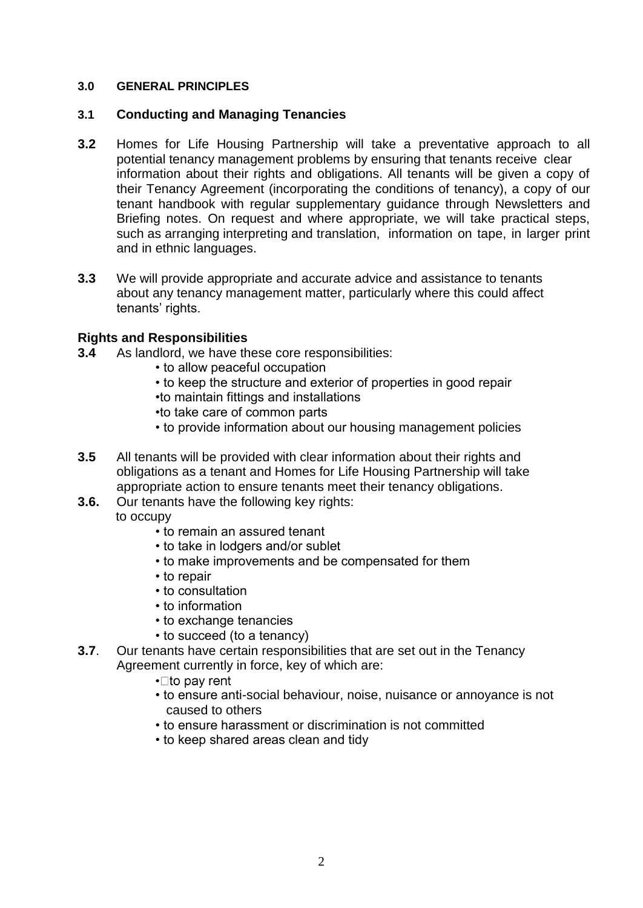**3.0 GENERAL PRINCIPLES**

**3.1 Conducting and Managing Tenancies**

**3.2** Homes for Life Housing Partnership will take a preventative approach to all potential tenancy management problems by ensuring that tenants receive clear information about their rights and obligations. All tenants will be given a copy of their Tenancy Agreement (incorporating the conditions of tenancy), a copy of our tenant handbook with regular supplementary guidance through Newsletters and Briefing notes. On request and where appropriate, we will take practical steps, such as arranging interpreting and translation, information on tape, in larger print and in ethnic languages.

**3.3** We will provide appropriate and accurate advice and assistance to tenants about any tenancy management matter, particularly where this could affect tenants' rights.

**Rights and Responsibilities**

**3.4** As landlord, we have these core responsibilities:

- to allow peaceful occupation
- to keep the structure and exterior of properties in good repair
- to maintain fittings and installations
- to take care of common parts
- to provide information about our housing management policies

**3.5** All tenants will be provided with clear information about their rights and obligations as a tenant and Homes for Life Housing Partnership will take appropriate action to ensure tenants meet their tenancy obligations.

**3.6.** Our tenants have the following key rights:

to occupy

- to remain an assured tenant
- to take in lodgers and/or sublet
- to make improvements and be compensated for them
- to repair
- to consultation
- to information
- to exchange tenancies
- to succeed (to a tenancy)

**3.7**. Our tenants have certain responsibilities that are set out in the Tenancy Agreement currently in force, key of which are:

- to pay rent
- to ensure anti-social behaviour, noise, nuisance or annoyance is not caused to others
- to ensure harassment or discrimination is not committed
- to keep shared areas clean and tidy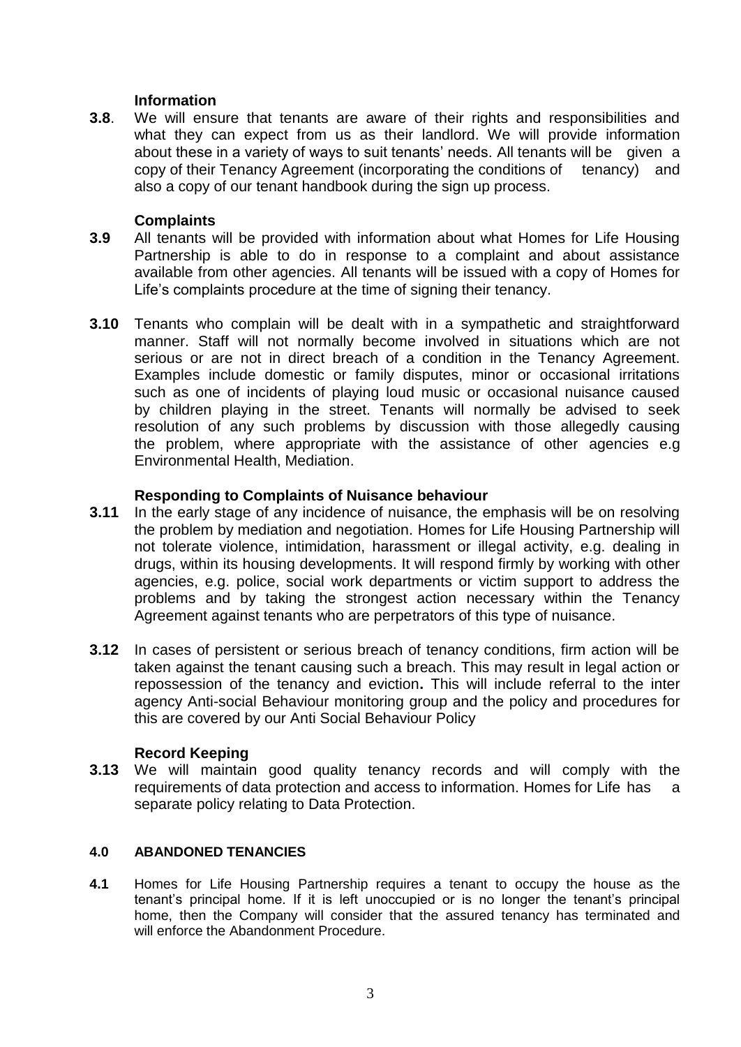**Information**

**3.8**. We will ensure that tenants are aware of their rights and responsibilities and what they can expect from us as their landlord. We will provide information about these in a variety of ways to suit tenants' needs. All tenants will be given a copy of their Tenancy Agreement (incorporating the conditions of tenancy) and also a copy of our tenant handbook during the sign up process.

**Complaints**

**3.9** All tenants will be provided with information about what Homes for Life Housing Partnership is able to do in response to a complaint and about assistance available from other agencies. All tenants will be issued with a copy of Homes for Life's complaints procedure at the time of signing their tenancy.

**3.10** Tenants who complain will be dealt with in a sympathetic and straightforward manner. Staff will not normally become involved in situations which are not serious or are not in direct breach of a condition in the Tenancy Agreement. Examples include domestic or family disputes, minor or occasional irritations such as one of incidents of playing loud music or occasional nuisance caused by children playing in the street. Tenants will normally be advised to seek resolution of any such problems by discussion with those allegedly causing the problem, where appropriate with the assistance of other agencies e.g Environmental Health, Mediation.

**Responding to Complaints of Nuisance behaviour**

**3.11** In the early stage of any incidence of nuisance, the emphasis will be on resolving the problem by mediation and negotiation. Homes for Life Housing Partnership will not tolerate violence, intimidation, harassment or illegal activity, e.g. dealing in drugs, within its housing developments. It will respond firmly by working with other agencies, e.g. police, social work departments or victim support to address the problems and by taking the strongest action necessary within the Tenancy Agreement against tenants who are perpetrators of this type of nuisance.

**3.12** In cases of persistent or serious breach of tenancy conditions, firm action will be taken against the tenant causing such a breach. This may result in legal action or repossession of the tenancy and eviction**.** This will include referral to the inter agency Anti-social Behaviour monitoring group and the policy and procedures for this are covered by our Anti Social Behaviour Policy

**Record Keeping**

**3.13** We will maintain good quality tenancy records and will comply with the requirements of data protection and access to information. Homes for Life has a separate policy relating to Data Protection.

## 4.0 ABANDONED TENANCIES

**4.1** Homes for Life Housing Partnership requires a tenant to occupy the house as the tenant's principal home. If it is left unoccupied or is no longer the tenant's principal home, then the Company will consider that the assured tenancy has terminated and will enforce the Abandonment Procedure.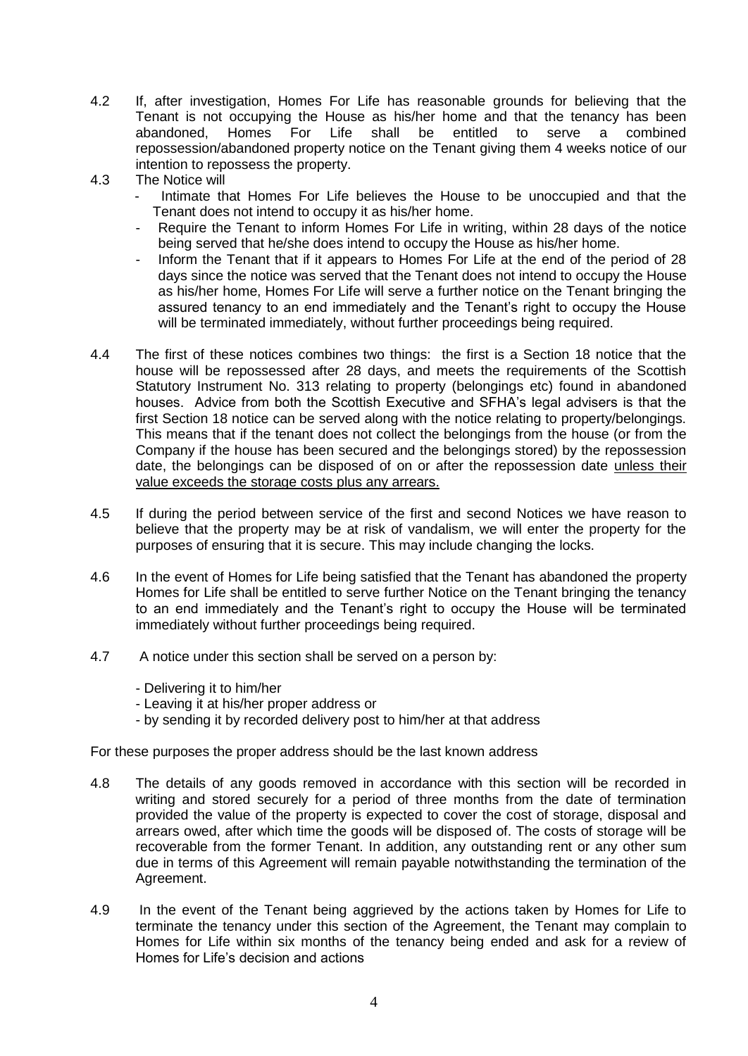4.2 If, after investigation, Homes For Life has reasonable grounds for believing that the Tenant is not occupying the House as his/her home and that the tenancy has been abandoned, Homes For Life shall be entitled to serve a combined repossession/abandoned property notice on the Tenant giving them 4 weeks notice of our intention to repossess the property.

4.3 The Notice will

- Intimate that Homes For Life believes the House to be unoccupied and that the Tenant does not intend to occupy it as his/her home.
- Require the Tenant to inform Homes For Life in writing, within 28 days of the notice being served that he/she does intend to occupy the House as his/her home.
- Inform the Tenant that if it appears to Homes For Life at the end of the period of 28 days since the notice was served that the Tenant does not intend to occupy the House as his/her home, Homes For Life will serve a further notice on the Tenant bringing the assured tenancy to an end immediately and the Tenant's right to occupy the House will be terminated immediately, without further proceedings being required.

4.4 The first of these notices combines two things: the first is a Section 18 notice that the house will be repossessed after 28 days, and meets the requirements of the Scottish Statutory Instrument No. 313 relating to property (belongings etc) found in abandoned houses. Advice from both the Scottish Executive and SFHA's legal advisers is that the first Section 18 notice can be served along with the notice relating to property/belongings. This means that if the tenant does not collect the belongings from the house (or from the Company if the house has been secured and the belongings stored) by the repossession date, the belongings can be disposed of on or after the repossession date <u>unless their value exceeds the storage costs plus any arrears.</u>

4.5 If during the period between service of the first and second Notices we have reason to believe that the property may be at risk of vandalism, we will enter the property for the purposes of ensuring that it is secure. This may include changing the locks.

4.6 In the event of Homes for Life being satisfied that the Tenant has abandoned the property Homes for Life shall be entitled to serve further Notice on the Tenant bringing the tenancy to an end immediately and the Tenant's right to occupy the House will be terminated immediately without further proceedings being required.

4.7 A notice under this section shall be served on a person by:

- Delivering it to him/her
- Leaving it at his/her proper address or
- by sending it by recorded delivery post to him/her at that address

For these purposes the proper address should be the last known address

4.8 The details of any goods removed in accordance with this section will be recorded in writing and stored securely for a period of three months from the date of termination provided the value of the property is expected to cover the cost of storage, disposal and arrears owed, after which time the goods will be disposed of. The costs of storage will be recoverable from the former Tenant. In addition, any outstanding rent or any other sum due in terms of this Agreement will remain payable notwithstanding the termination of the Agreement.

4.9 In the event of the Tenant being aggrieved by the actions taken by Homes for Life to terminate the tenancy under this section of the Agreement, the Tenant may complain to Homes for Life within six months of the tenancy being ended and ask for a review of Homes for Life's decision and actions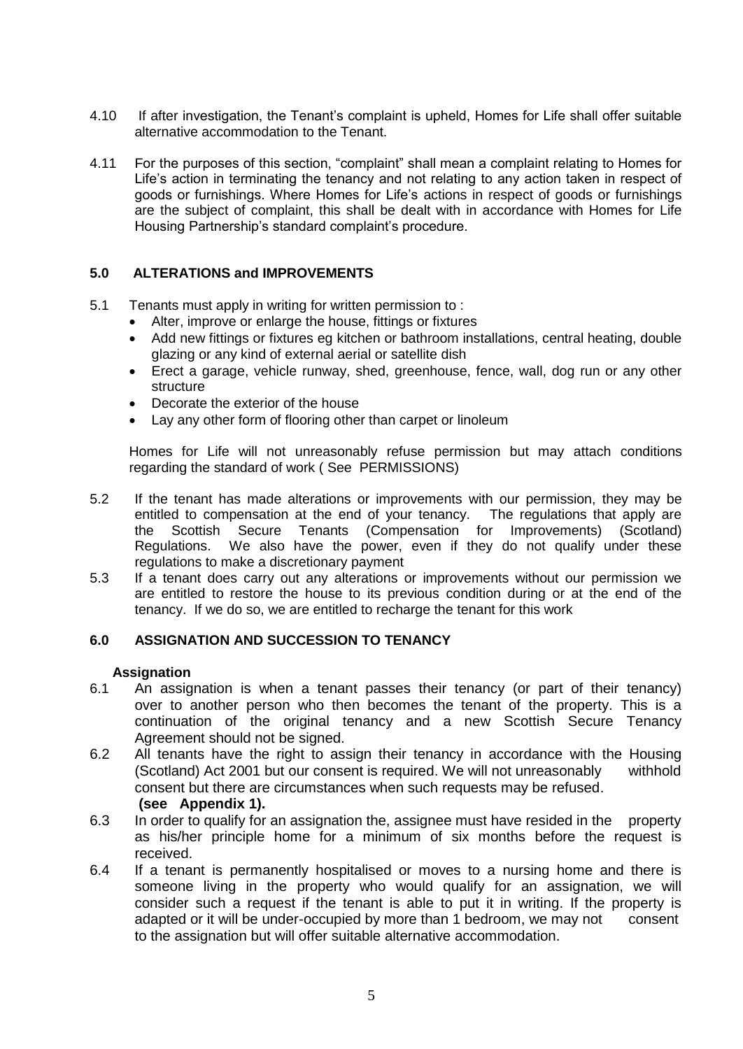4.10 If after investigation, the Tenant's complaint is upheld, Homes for Life shall offer suitable alternative accommodation to the Tenant.

4.11 For the purposes of this section, "complaint" shall mean a complaint relating to Homes for Life's action in terminating the tenancy and not relating to any action taken in respect of goods or furnishings. Where Homes for Life's actions in respect of goods or furnishings are the subject of complaint, this shall be dealt with in accordance with Homes for Life Housing Partnership's standard complaint's procedure.

## 5.0 ALTERATIONS and IMPROVEMENTS

5.1 Tenants must apply in writing for written permission to :

- Alter, improve or enlarge the house, fittings or fixtures
- Add new fittings or fixtures eg kitchen or bathroom installations, central heating, double glazing or any kind of external aerial or satellite dish
- Erect a garage, vehicle runway, shed, greenhouse, fence, wall, dog run or any other structure
- Decorate the exterior of the house
- Lay any other form of flooring other than carpet or linoleum

Homes for Life will not unreasonably refuse permission but may attach conditions regarding the standard of work ( See PERMISSIONS)

5.2 If the tenant has made alterations or improvements with our permission, they may be entitled to compensation at the end of your tenancy. The regulations that apply are the Scottish Secure Tenants (Compensation for Improvements) (Scotland) Regulations. We also have the power, even if they do not qualify under these regulations to make a discretionary payment

5.3 If a tenant does carry out any alterations or improvements without our permission we are entitled to restore the house to its previous condition during or at the end of the tenancy. If we do so, we are entitled to recharge the tenant for this work

## 6.0 ASSIGNATION AND SUCCESSION TO TENANCY

### Assignation

6.1 An assignation is when a tenant passes their tenancy (or part of their tenancy) over to another person who then becomes the tenant of the property. This is a continuation of the original tenancy and a new Scottish Secure Tenancy Agreement should not be signed.

6.2 All tenants have the right to assign their tenancy in accordance with the Housing (Scotland) Act 2001 but our consent is required. We will not unreasonably withhold consent but there are circumstances when such requests may be refused. **(see Appendix 1).**

6.3 In order to qualify for an assignation the, assignee must have resided in the property as his/her principle home for a minimum of six months before the request is received.

6.4 If a tenant is permanently hospitalised or moves to a nursing home and there is someone living in the property who would qualify for an assignation, we will consider such a request if the tenant is able to put it in writing. If the property is adapted or it will be under-occupied by more than 1 bedroom, we may not consent to the assignation but will offer suitable alternative accommodation.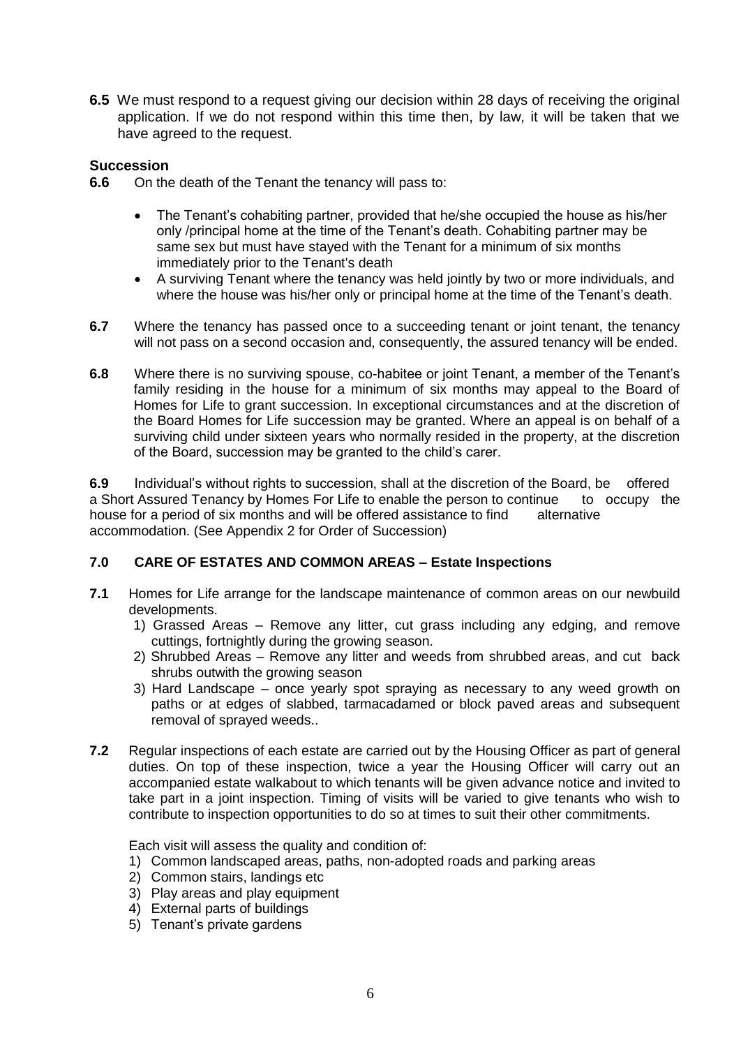**6.5** We must respond to a request giving our decision within 28 days of receiving the original application. If we do not respond within this time then, by law, it will be taken that we have agreed to the request.

### Succession

**6.6** On the death of the Tenant the tenancy will pass to:

- The Tenant's cohabiting partner, provided that he/she occupied the house as his/her only /principal home at the time of the Tenant's death. Cohabiting partner may be same sex but must have stayed with the Tenant for a minimum of six months immediately prior to the Tenant's death
- A surviving Tenant where the tenancy was held jointly by two or more individuals, and where the house was his/her only or principal home at the time of the Tenant's death.

**6.7** Where the tenancy has passed once to a succeeding tenant or joint tenant, the tenancy will not pass on a second occasion and, consequently, the assured tenancy will be ended.

**6.8** Where there is no surviving spouse, co-habitee or joint Tenant, a member of the Tenant's family residing in the house for a minimum of six months may appeal to the Board of Homes for Life to grant succession. In exceptional circumstances and at the discretion of the Board Homes for Life succession may be granted. Where an appeal is on behalf of a surviving child under sixteen years who normally resided in the property, at the discretion of the Board, succession may be granted to the child's carer.

**6.9** Individual's without rights to succession, shall at the discretion of the Board, be offered a Short Assured Tenancy by Homes For Life to enable the person to continue to occupy the house for a period of six months and will be offered assistance to find alternative accommodation. (See Appendix 2 for Order of Succession)

## 7.0 CARE OF ESTATES AND COMMON AREAS – Estate Inspections

**7.1** Homes for Life arrange for the landscape maintenance of common areas on our newbuild developments.

1) Grassed Areas – Remove any litter, cut grass including any edging, and remove cuttings, fortnightly during the growing season.
2) Shrubbed Areas – Remove any litter and weeds from shrubbed areas, and cut back shrubs outwith the growing season
3) Hard Landscape – once yearly spot spraying as necessary to any weed growth on paths or at edges of slabbed, tarmacadamed or block paved areas and subsequent removal of sprayed weeds..

**7.2** Regular inspections of each estate are carried out by the Housing Officer as part of general duties. On top of these inspection, twice a year the Housing Officer will carry out an accompanied estate walkabout to which tenants will be given advance notice and invited to take part in a joint inspection. Timing of visits will be varied to give tenants who wish to contribute to inspection opportunities to do so at times to suit their other commitments.

Each visit will assess the quality and condition of:

1) Common landscaped areas, paths, non-adopted roads and parking areas
2) Common stairs, landings etc
3) Play areas and play equipment
4) External parts of buildings
5) Tenant's private gardens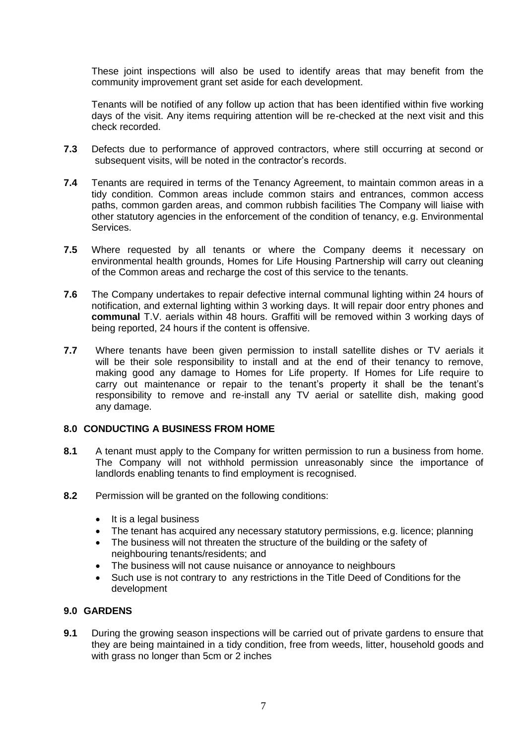These joint inspections will also be used to identify areas that may benefit from the community improvement grant set aside for each development.

Tenants will be notified of any follow up action that has been identified within five working days of the visit. Any items requiring attention will be re-checked at the next visit and this check recorded.

**7.3** Defects due to performance of approved contractors, where still occurring at second or subsequent visits, will be noted in the contractor's records.

**7.4** Tenants are required in terms of the Tenancy Agreement, to maintain common areas in a tidy condition. Common areas include common stairs and entrances, common access paths, common garden areas, and common rubbish facilities The Company will liaise with other statutory agencies in the enforcement of the condition of tenancy, e.g. Environmental Services.

**7.5** Where requested by all tenants or where the Company deems it necessary on environmental health grounds, Homes for Life Housing Partnership will carry out cleaning of the Common areas and recharge the cost of this service to the tenants.

**7.6** The Company undertakes to repair defective internal communal lighting within 24 hours of notification, and external lighting within 3 working days. It will repair door entry phones and **communal** T.V. aerials within 48 hours. Graffiti will be removed within 3 working days of being reported, 24 hours if the content is offensive.

**7.7** Where tenants have been given permission to install satellite dishes or TV aerials it will be their sole responsibility to install and at the end of their tenancy to remove, making good any damage to Homes for Life property. If Homes for Life require to carry out maintenance or repair to the tenant's property it shall be the tenant's responsibility to remove and re-install any TV aerial or satellite dish, making good any damage.

## 8.0 CONDUCTING A BUSINESS FROM HOME

**8.1** A tenant must apply to the Company for written permission to run a business from home. The Company will not withhold permission unreasonably since the importance of landlords enabling tenants to find employment is recognised.

**8.2** Permission will be granted on the following conditions:

- It is a legal business
- The tenant has acquired any necessary statutory permissions, e.g. licence; planning
- The business will not threaten the structure of the building or the safety of neighbouring tenants/residents; and
- The business will not cause nuisance or annoyance to neighbours
- Such use is not contrary to any restrictions in the Title Deed of Conditions for the development

## 9.0 GARDENS

**9.1** During the growing season inspections will be carried out of private gardens to ensure that they are being maintained in a tidy condition, free from weeds, litter, household goods and with grass no longer than 5cm or 2 inches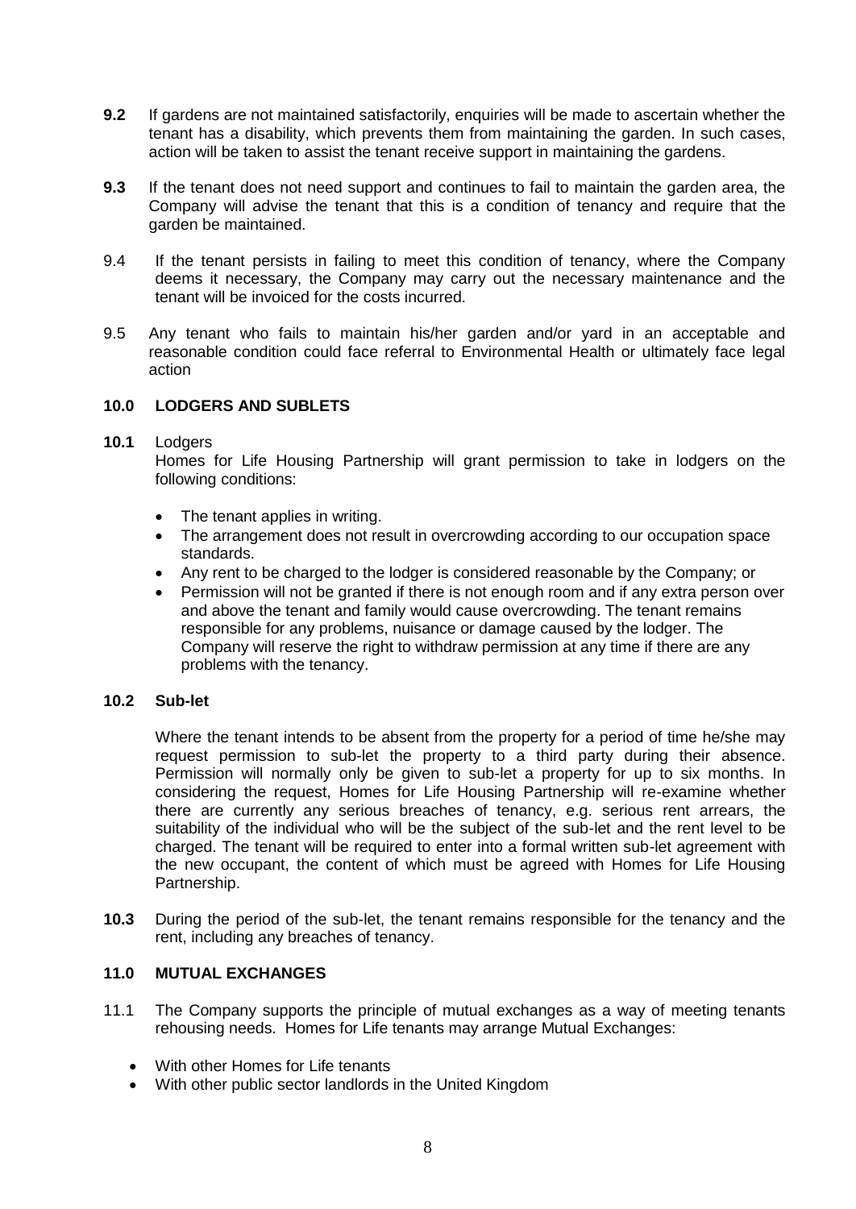**9.2** If gardens are not maintained satisfactorily, enquiries will be made to ascertain whether the tenant has a disability, which prevents them from maintaining the garden. In such cases, action will be taken to assist the tenant receive support in maintaining the gardens.

**9.3** If the tenant does not need support and continues to fail to maintain the garden area, the Company will advise the tenant that this is a condition of tenancy and require that the garden be maintained.

9.4 If the tenant persists in failing to meet this condition of tenancy, where the Company deems it necessary, the Company may carry out the necessary maintenance and the tenant will be invoiced for the costs incurred.

9.5 Any tenant who fails to maintain his/her garden and/or yard in an acceptable and reasonable condition could face referral to Environmental Health or ultimately face legal action

## 10.0 LODGERS AND SUBLETS

**10.1** Lodgers

Homes for Life Housing Partnership will grant permission to take in lodgers on the following conditions:

- The tenant applies in writing.
- The arrangement does not result in overcrowding according to our occupation space standards.
- Any rent to be charged to the lodger is considered reasonable by the Company; or
- Permission will not be granted if there is not enough room and if any extra person over and above the tenant and family would cause overcrowding. The tenant remains responsible for any problems, nuisance or damage caused by the lodger. The Company will reserve the right to withdraw permission at any time if there are any problems with the tenancy.

**10.2 Sub-let**

Where the tenant intends to be absent from the property for a period of time he/she may request permission to sub-let the property to a third party during their absence. Permission will normally only be given to sub-let a property for up to six months. In considering the request, Homes for Life Housing Partnership will re-examine whether there are currently any serious breaches of tenancy, e.g. serious rent arrears, the suitability of the individual who will be the subject of the sub-let and the rent level to be charged. The tenant will be required to enter into a formal written sub-let agreement with the new occupant, the content of which must be agreed with Homes for Life Housing Partnership.

**10.3** During the period of the sub-let, the tenant remains responsible for the tenancy and the rent, including any breaches of tenancy.

## 11.0 MUTUAL EXCHANGES

11.1 The Company supports the principle of mutual exchanges as a way of meeting tenants rehousing needs. Homes for Life tenants may arrange Mutual Exchanges:

- With other Homes for Life tenants
- With other public sector landlords in the United Kingdom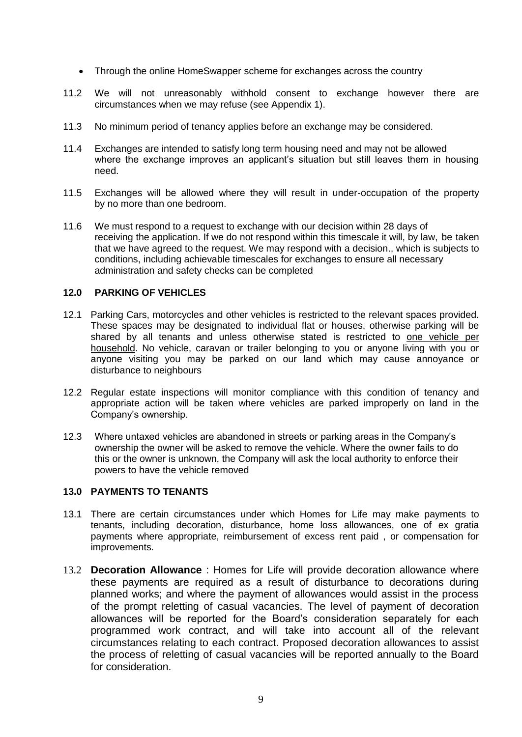- Through the online HomeSwapper scheme for exchanges across the country

11.2 We will not unreasonably withhold consent to exchange however there are circumstances when we may refuse (see Appendix 1).

11.3 No minimum period of tenancy applies before an exchange may be considered.

11.4 Exchanges are intended to satisfy long term housing need and may not be allowed where the exchange improves an applicant's situation but still leaves them in housing need.

11.5 Exchanges will be allowed where they will result in under-occupation of the property by no more than one bedroom.

11.6 We must respond to a request to exchange with our decision within 28 days of receiving the application. If we do not respond within this timescale it will, by law, be taken that we have agreed to the request. We may respond with a decision., which is subjects to conditions, including achievable timescales for exchanges to ensure all necessary administration and safety checks can be completed

## 12.0 PARKING OF VEHICLES

12.1 Parking Cars, motorcycles and other vehicles is restricted to the relevant spaces provided. These spaces may be designated to individual flat or houses, otherwise parking will be shared by all tenants and unless otherwise stated is restricted to one vehicle per household. No vehicle, caravan or trailer belonging to you or anyone living with you or anyone visiting you may be parked on our land which may cause annoyance or disturbance to neighbours

12.2 Regular estate inspections will monitor compliance with this condition of tenancy and appropriate action will be taken where vehicles are parked improperly on land in the Company's ownership.

12.3 Where untaxed vehicles are abandoned in streets or parking areas in the Company's ownership the owner will be asked to remove the vehicle. Where the owner fails to do this or the owner is unknown, the Company will ask the local authority to enforce their powers to have the vehicle removed

## 13.0 PAYMENTS TO TENANTS

13.1 There are certain circumstances under which Homes for Life may make payments to tenants, including decoration, disturbance, home loss allowances, one of ex gratia payments where appropriate, reimbursement of excess rent paid , or compensation for improvements.

13.2 **Decoration Allowance** : Homes for Life will provide decoration allowance where these payments are required as a result of disturbance to decorations during planned works; and where the payment of allowances would assist in the process of the prompt reletting of casual vacancies. The level of payment of decoration allowances will be reported for the Board's consideration separately for each programmed work contract, and will take into account all of the relevant circumstances relating to each contract. Proposed decoration allowances to assist the process of reletting of casual vacancies will be reported annually to the Board for consideration.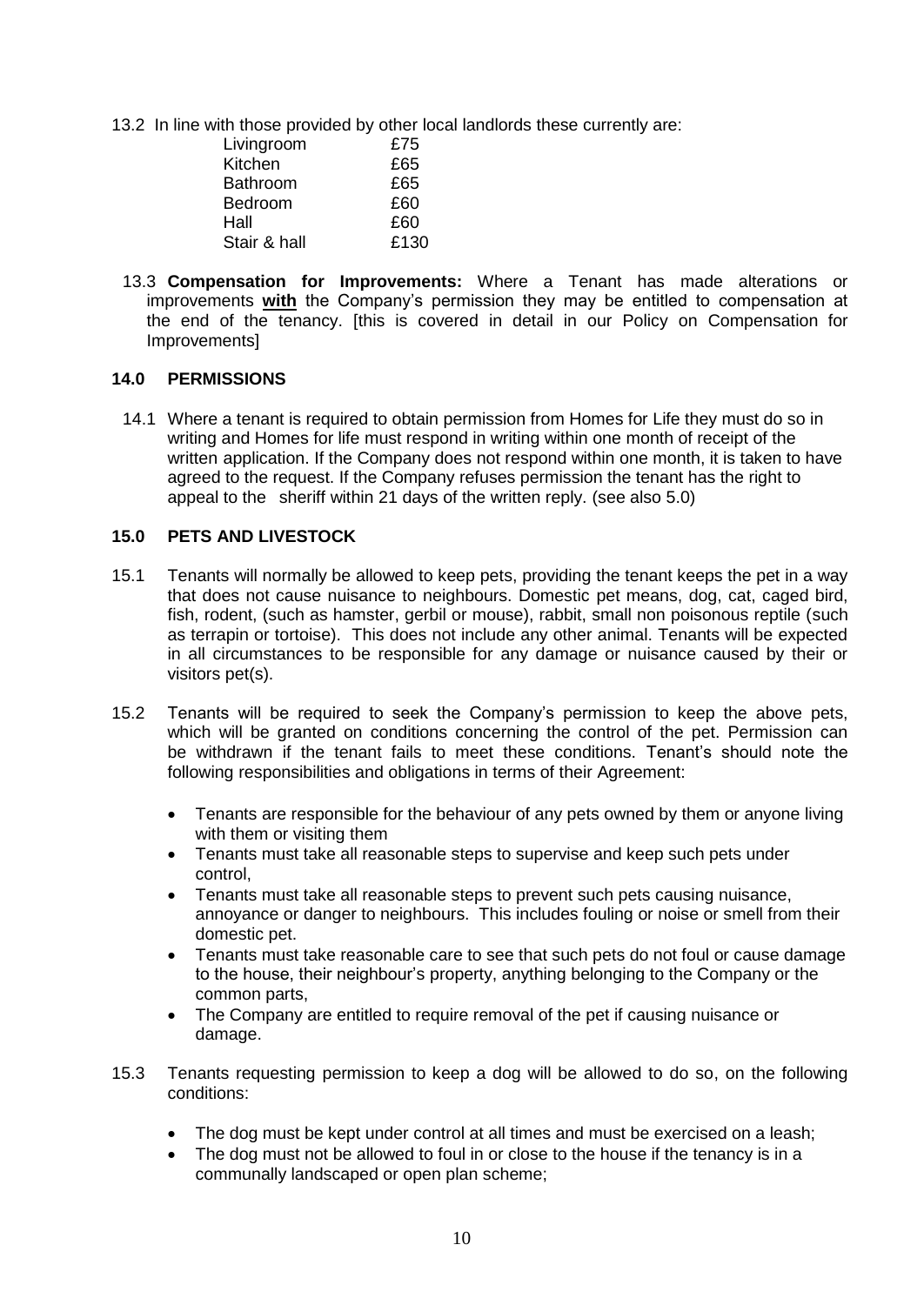13.2 In line with those provided by other local landlords these currently are:

| | |
|---|---|
| Livingroom | £75 |
| Kitchen | £65 |
| Bathroom | £65 |
| Bedroom | £60 |
| Hall | £60 |
| Stair & hall | £130 |

13.3 **Compensation for Improvements:** Where a Tenant has made alterations or improvements **with** the Company's permission they may be entitled to compensation at the end of the tenancy. [this is covered in detail in our Policy on Compensation for Improvements]

## 14.0 PERMISSIONS

14.1 Where a tenant is required to obtain permission from Homes for Life they must do so in writing and Homes for life must respond in writing within one month of receipt of the written application. If the Company does not respond within one month, it is taken to have agreed to the request. If the Company refuses permission the tenant has the right to appeal to the sheriff within 21 days of the written reply. (see also 5.0)

## 15.0 PETS AND LIVESTOCK

15.1 Tenants will normally be allowed to keep pets, providing the tenant keeps the pet in a way that does not cause nuisance to neighbours. Domestic pet means, dog, cat, caged bird, fish, rodent, (such as hamster, gerbil or mouse), rabbit, small non poisonous reptile (such as terrapin or tortoise). This does not include any other animal. Tenants will be expected in all circumstances to be responsible for any damage or nuisance caused by their or visitors pet(s).

15.2 Tenants will be required to seek the Company's permission to keep the above pets, which will be granted on conditions concerning the control of the pet. Permission can be withdrawn if the tenant fails to meet these conditions. Tenant's should note the following responsibilities and obligations in terms of their Agreement:

- Tenants are responsible for the behaviour of any pets owned by them or anyone living with them or visiting them
- Tenants must take all reasonable steps to supervise and keep such pets under control,
- Tenants must take all reasonable steps to prevent such pets causing nuisance, annoyance or danger to neighbours. This includes fouling or noise or smell from their domestic pet.
- Tenants must take reasonable care to see that such pets do not foul or cause damage to the house, their neighbour's property, anything belonging to the Company or the common parts,
- The Company are entitled to require removal of the pet if causing nuisance or damage.

15.3 Tenants requesting permission to keep a dog will be allowed to do so, on the following conditions:

- The dog must be kept under control at all times and must be exercised on a leash;
- The dog must not be allowed to foul in or close to the house if the tenancy is in a communally landscaped or open plan scheme;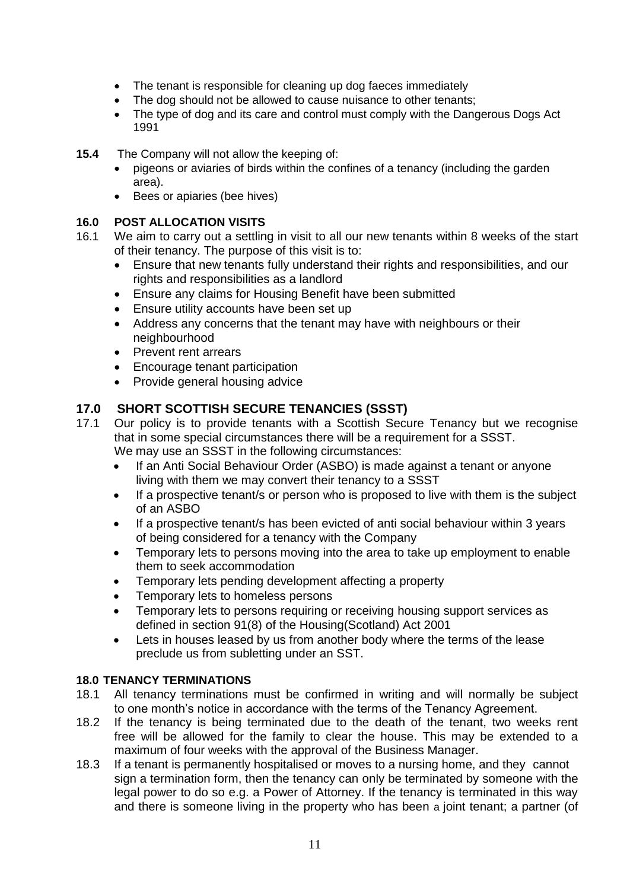- The tenant is responsible for cleaning up dog faeces immediately
- The dog should not be allowed to cause nuisance to other tenants;
- The type of dog and its care and control must comply with the Dangerous Dogs Act 1991

**15.4** The Company will not allow the keeping of:

- pigeons or aviaries of birds within the confines of a tenancy (including the garden area).
- Bees or apiaries (bee hives)

### 16.0 POST ALLOCATION VISITS

16.1 We aim to carry out a settling in visit to all our new tenants within 8 weeks of the start of their tenancy. The purpose of this visit is to:

- Ensure that new tenants fully understand their rights and responsibilities, and our rights and responsibilities as a landlord
- Ensure any claims for Housing Benefit have been submitted
- Ensure utility accounts have been set up
- Address any concerns that the tenant may have with neighbours or their neighbourhood
- Prevent rent arrears
- Encourage tenant participation
- Provide general housing advice

## 17.0 SHORT SCOTTISH SECURE TENANCIES (SSST)

17.1 Our policy is to provide tenants with a Scottish Secure Tenancy but we recognise that in some special circumstances there will be a requirement for a SSST. We may use an SSST in the following circumstances:

- If an Anti Social Behaviour Order (ASBO) is made against a tenant or anyone living with them we may convert their tenancy to a SSST
- If a prospective tenant/s or person who is proposed to live with them is the subject of an ASBO
- If a prospective tenant/s has been evicted of anti social behaviour within 3 years of being considered for a tenancy with the Company
- Temporary lets to persons moving into the area to take up employment to enable them to seek accommodation
- Temporary lets pending development affecting a property
- Temporary lets to homeless persons
- Temporary lets to persons requiring or receiving housing support services as defined in section 91(8) of the Housing(Scotland) Act 2001
- Lets in houses leased by us from another body where the terms of the lease preclude us from subletting under an SST.

### 18.0 TENANCY TERMINATIONS

18.1 All tenancy terminations must be confirmed in writing and will normally be subject to one month's notice in accordance with the terms of the Tenancy Agreement.

18.2 If the tenancy is being terminated due to the death of the tenant, two weeks rent free will be allowed for the family to clear the house. This may be extended to a maximum of four weeks with the approval of the Business Manager.

18.3 If a tenant is permanently hospitalised or moves to a nursing home, and they cannot sign a termination form, then the tenancy can only be terminated by someone with the legal power to do so e.g. a Power of Attorney. If the tenancy is terminated in this way and there is someone living in the property who has been a joint tenant; a partner (of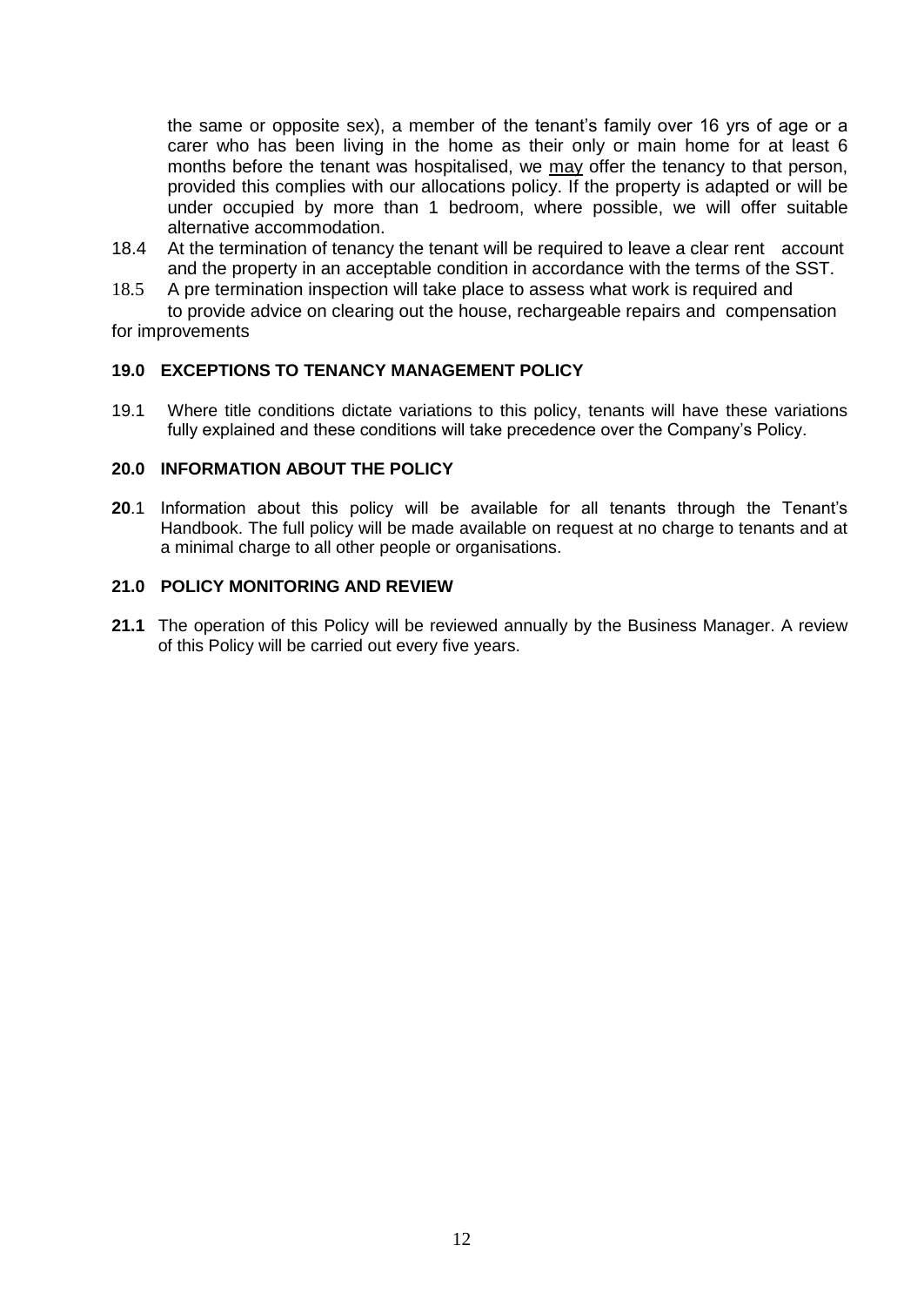the same or opposite sex), a member of the tenant's family over 16 yrs of age or a carer who has been living in the home as their only or main home for at least 6 months before the tenant was hospitalised, we <u>may</u> offer the tenancy to that person, provided this complies with our allocations policy. If the property is adapted or will be under occupied by more than 1 bedroom, where possible, we will offer suitable alternative accommodation.

18.4 At the termination of tenancy the tenant will be required to leave a clear rent account and the property in an acceptable condition in accordance with the terms of the SST.

18.5 A pre termination inspection will take place to assess what work is required and to provide advice on clearing out the house, rechargeable repairs and compensation for improvements

### 19.0 EXCEPTIONS TO TENANCY MANAGEMENT POLICY

19.1 Where title conditions dictate variations to this policy, tenants will have these variations fully explained and these conditions will take precedence over the Company's Policy.

### 20.0 INFORMATION ABOUT THE POLICY

**20**.1 Information about this policy will be available for all tenants through the Tenant's Handbook. The full policy will be made available on request at no charge to tenants and at a minimal charge to all other people or organisations.

### 21.0 POLICY MONITORING AND REVIEW

**21.1** The operation of this Policy will be reviewed annually by the Business Manager. A review of this Policy will be carried out every five years.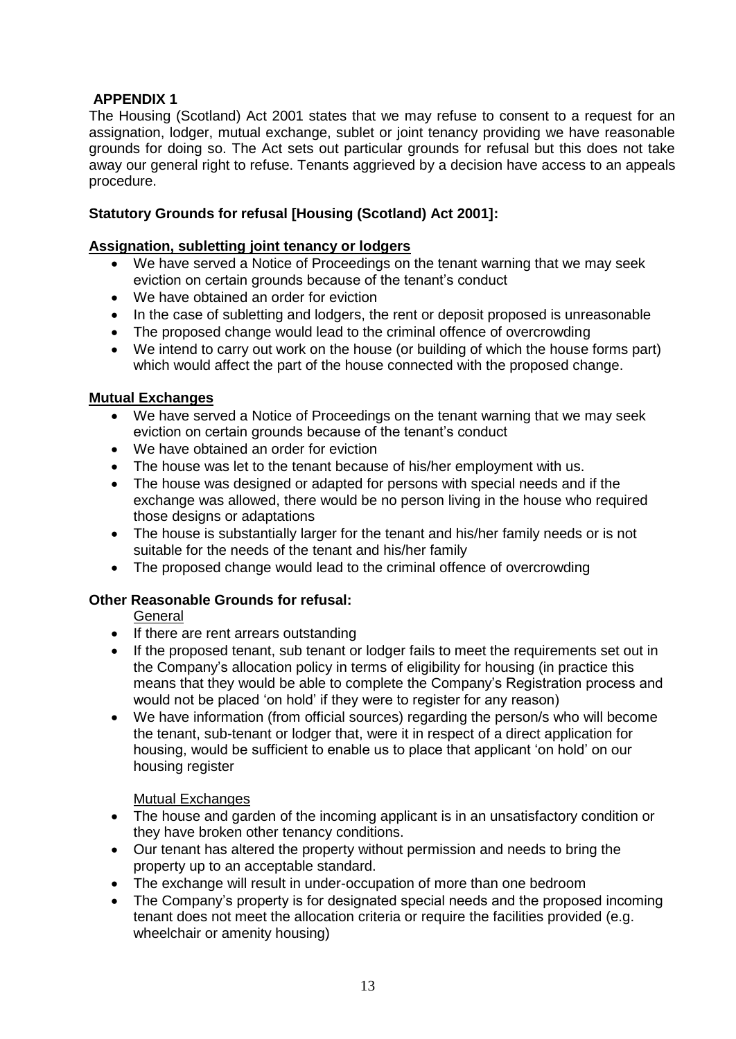## APPENDIX 1

The Housing (Scotland) Act 2001 states that we may refuse to consent to a request for an assignation, lodger, mutual exchange, sublet or joint tenancy providing we have reasonable grounds for doing so. The Act sets out particular grounds for refusal but this does not take away our general right to refuse. Tenants aggrieved by a decision have access to an appeals procedure.

### Statutory Grounds for refusal [Housing (Scotland) Act 2001]:

#### Assignation, subletting joint tenancy or lodgers

- We have served a Notice of Proceedings on the tenant warning that we may seek eviction on certain grounds because of the tenant's conduct
- We have obtained an order for eviction
- In the case of subletting and lodgers, the rent or deposit proposed is unreasonable
- The proposed change would lead to the criminal offence of overcrowding
- We intend to carry out work on the house (or building of which the house forms part) which would affect the part of the house connected with the proposed change.

#### Mutual Exchanges

- We have served a Notice of Proceedings on the tenant warning that we may seek eviction on certain grounds because of the tenant's conduct
- We have obtained an order for eviction
- The house was let to the tenant because of his/her employment with us.
- The house was designed or adapted for persons with special needs and if the exchange was allowed, there would be no person living in the house who required those designs or adaptations
- The house is substantially larger for the tenant and his/her family needs or is not suitable for the needs of the tenant and his/her family
- The proposed change would lead to the criminal offence of overcrowding

### Other Reasonable Grounds for refusal:

#### General

- If there are rent arrears outstanding
- If the proposed tenant, sub tenant or lodger fails to meet the requirements set out in the Company's allocation policy in terms of eligibility for housing (in practice this means that they would be able to complete the Company's Registration process and would not be placed 'on hold' if they were to register for any reason)
- We have information (from official sources) regarding the person/s who will become the tenant, sub-tenant or lodger that, were it in respect of a direct application for housing, would be sufficient to enable us to place that applicant 'on hold' on our housing register

#### Mutual Exchanges

- The house and garden of the incoming applicant is in an unsatisfactory condition or they have broken other tenancy conditions.
- Our tenant has altered the property without permission and needs to bring the property up to an acceptable standard.
- The exchange will result in under-occupation of more than one bedroom
- The Company's property is for designated special needs and the proposed incoming tenant does not meet the allocation criteria or require the facilities provided (e.g. wheelchair or amenity housing)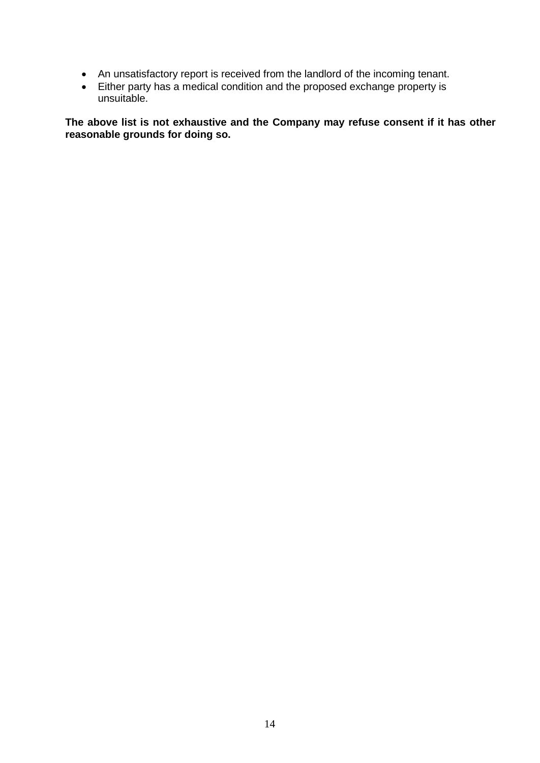- An unsatisfactory report is received from the landlord of the incoming tenant.
- Either party has a medical condition and the proposed exchange property is unsuitable.

**The above list is not exhaustive and the Company may refuse consent if it has other reasonable grounds for doing so.**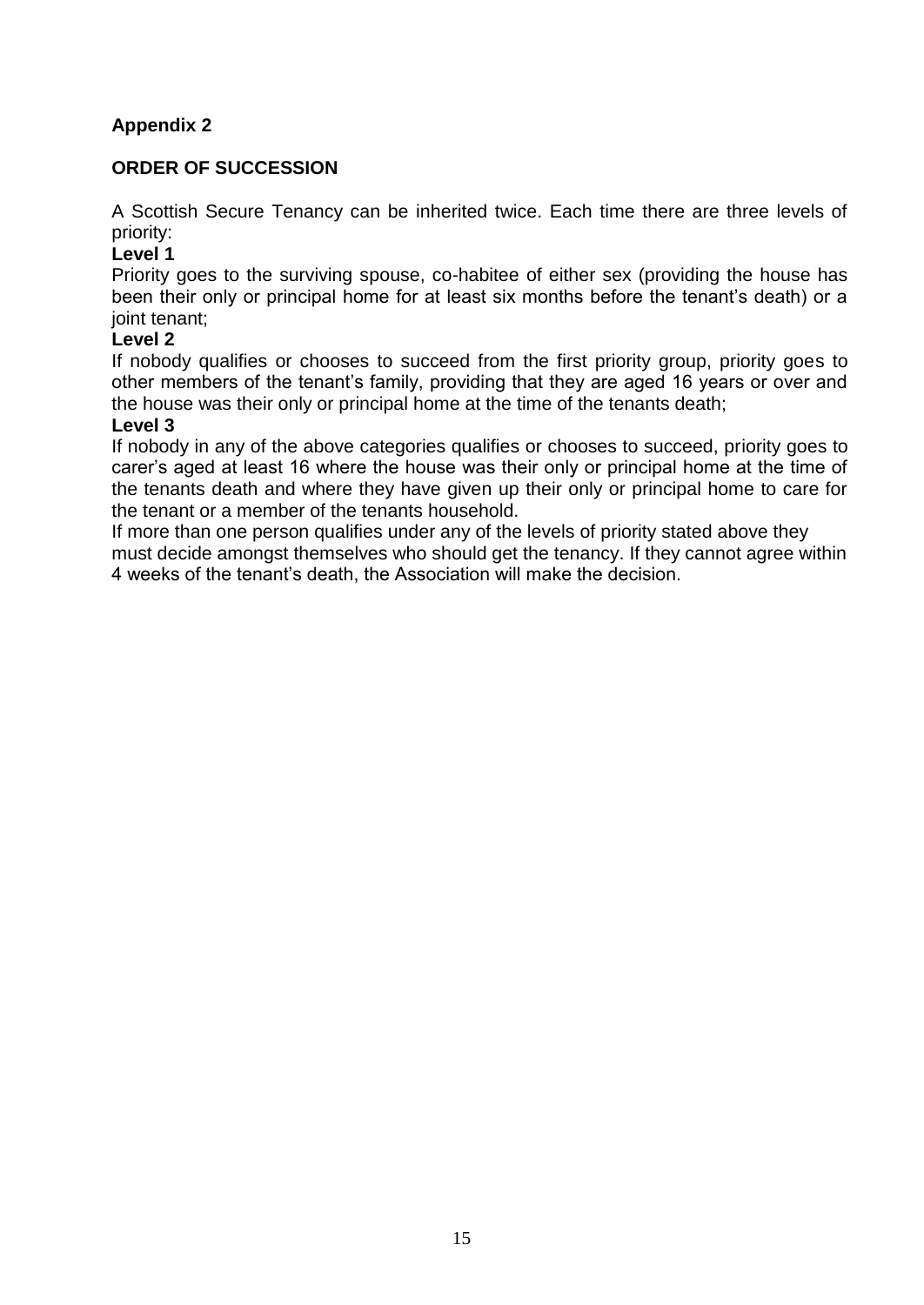**Appendix 2**

**ORDER OF SUCCESSION**

A Scottish Secure Tenancy can be inherited twice. Each time there are three levels of priority:

**Level 1**

Priority goes to the surviving spouse, co-habitee of either sex (providing the house has been their only or principal home for at least six months before the tenant's death) or a joint tenant;

**Level 2**

If nobody qualifies or chooses to succeed from the first priority group, priority goes to other members of the tenant's family, providing that they are aged 16 years or over and the house was their only or principal home at the time of the tenants death;

**Level 3**

If nobody in any of the above categories qualifies or chooses to succeed, priority goes to carer's aged at least 16 where the house was their only or principal home at the time of the tenants death and where they have given up their only or principal home to care for the tenant or a member of the tenants household.

If more than one person qualifies under any of the levels of priority stated above they must decide amongst themselves who should get the tenancy. If they cannot agree within 4 weeks of the tenant's death, the Association will make the decision.